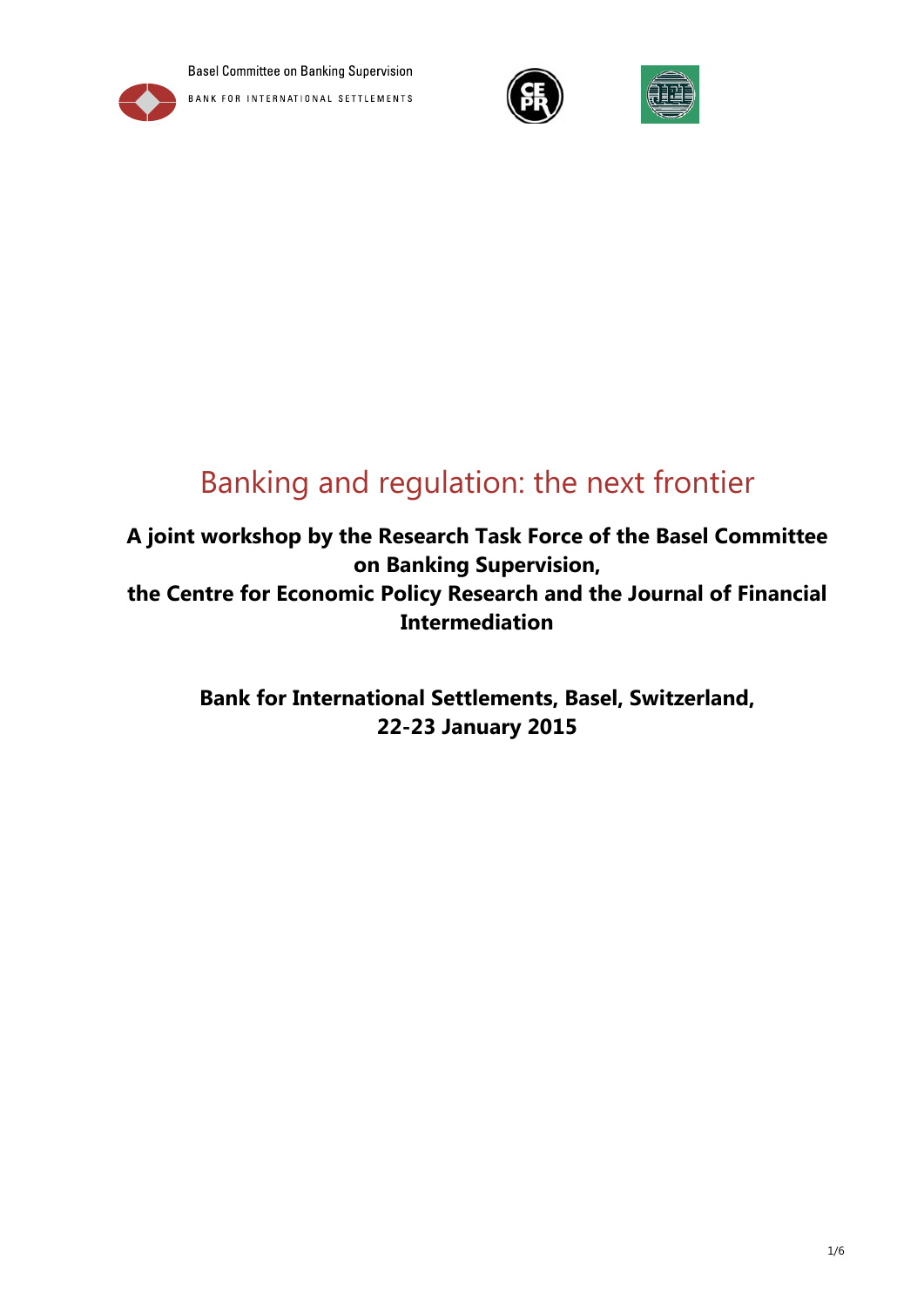Basel Committee on Banking Supervision

BANK FOR INTERNATIONAL SETTLEMENTS

# Banking and regulation: the next frontier

**A joint workshop by the Research Task Force of the Basel Committee on Banking Supervision, the Centre for Economic Policy Research and the Journal of Financial Intermediation**

**Bank for International Settlements, Basel, Switzerland, 22-23 January 2015**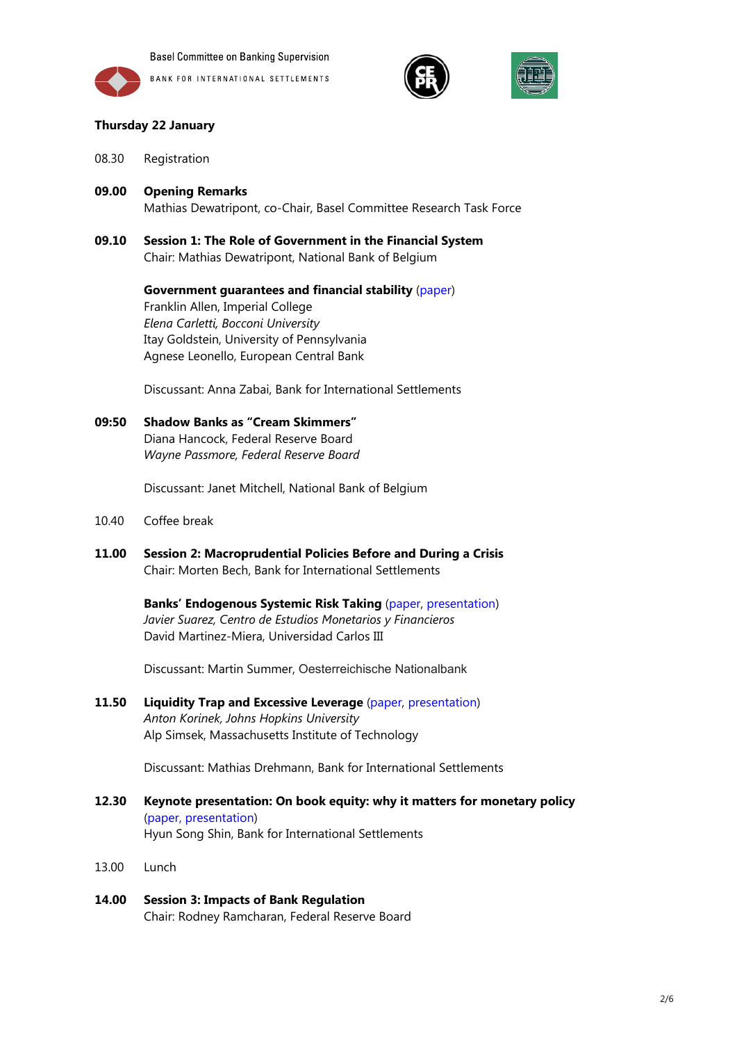Basel Committee on Banking Supervision

BANK FOR INTERNATIONAL SETTLEMENTS

**Thursday 22 January**

08.30 Registration

**09.00 Opening Remarks**
Mathias Dewatripont, co-Chair, Basel Committee Research Task Force

**09.10 Session 1: The Role of Government in the Financial System**
Chair: Mathias Dewatripont, National Bank of Belgium

**Government guarantees and financial stability** (paper)
Franklin Allen, Imperial College
*Elena Carletti, Bocconi University*
Itay Goldstein, University of Pennsylvania
Agnese Leonello, European Central Bank

Discussant: Anna Zabai, Bank for International Settlements

**09:50 Shadow Banks as "Cream Skimmers"**
Diana Hancock, Federal Reserve Board
*Wayne Passmore, Federal Reserve Board*

Discussant: Janet Mitchell, National Bank of Belgium

10.40 Coffee break

**11.00 Session 2: Macroprudential Policies Before and During a Crisis**
Chair: Morten Bech, Bank for International Settlements

**Banks' Endogenous Systemic Risk Taking** (paper, presentation)
*Javier Suarez, Centro de Estudios Monetarios y Financieros*
David Martinez-Miera, Universidad Carlos III

Discussant: Martin Summer, Oesterreichische Nationalbank

**11.50 Liquidity Trap and Excessive Leverage** (paper, presentation)
*Anton Korinek, Johns Hopkins University*
Alp Simsek, Massachusetts Institute of Technology

Discussant: Mathias Drehmann, Bank for International Settlements

**12.30 Keynote presentation: On book equity: why it matters for monetary policy** (paper, presentation)
Hyun Song Shin, Bank for International Settlements

13.00 Lunch

**14.00 Session 3: Impacts of Bank Regulation**
Chair: Rodney Ramcharan, Federal Reserve Board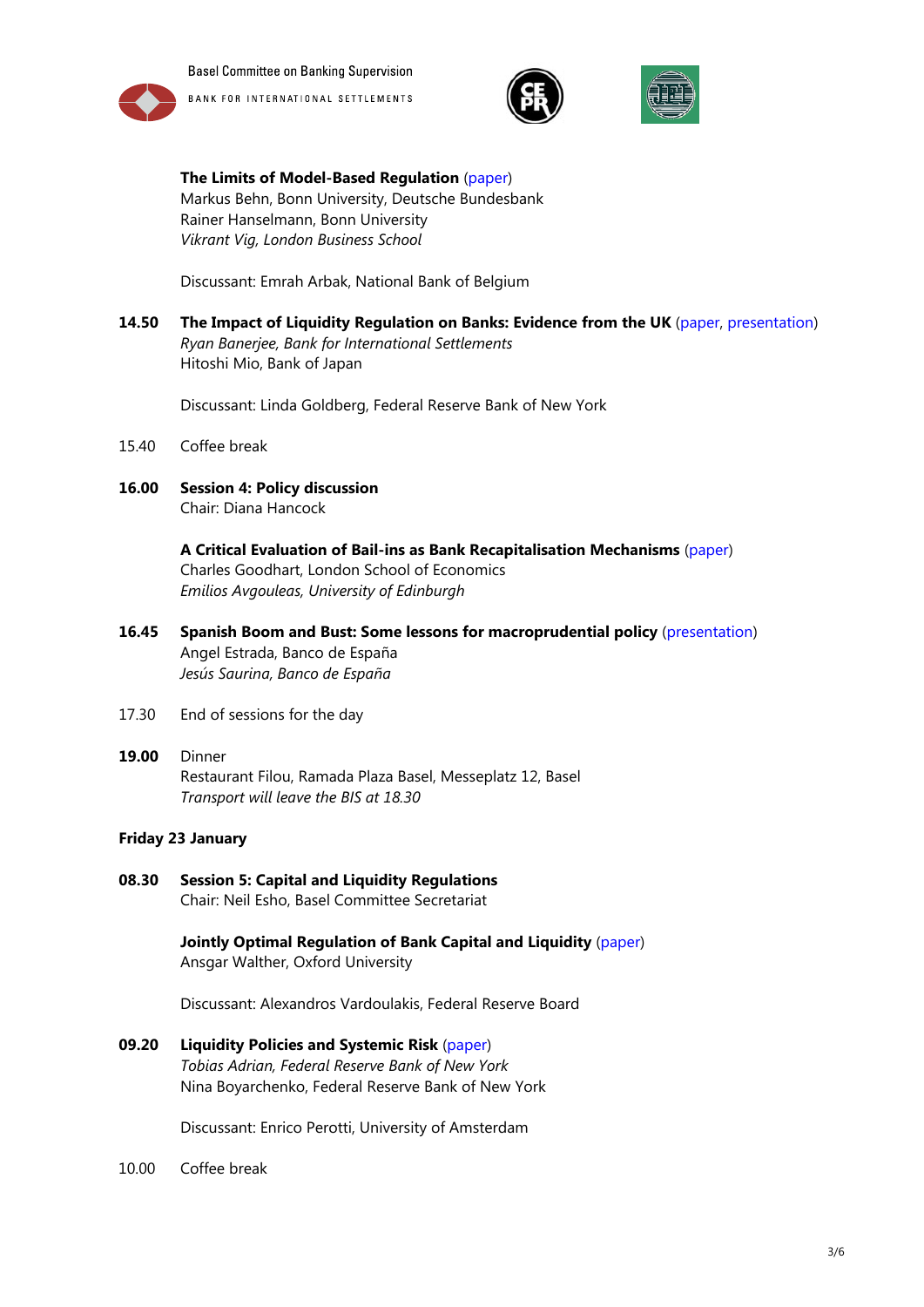**The Limits of Model-Based Regulation** (paper)
Markus Behn, Bonn University, Deutsche Bundesbank
Rainer Hanselmann, Bonn University
*Vikrant Vig, London Business School*

Discussant: Emrah Arbak, National Bank of Belgium

**14.50** **The Impact of Liquidity Regulation on Banks: Evidence from the UK** (paper, presentation)
*Ryan Banerjee, Bank for International Settlements*
Hitoshi Mio, Bank of Japan

Discussant: Linda Goldberg, Federal Reserve Bank of New York

15.40 Coffee break

**16.00** **Session 4: Policy discussion**
Chair: Diana Hancock

**A Critical Evaluation of Bail-ins as Bank Recapitalisation Mechanisms** (paper)
Charles Goodhart, London School of Economics
*Emilios Avgouleas, University of Edinburgh*

**16.45** **Spanish Boom and Bust: Some lessons for macroprudential policy** (presentation)
Angel Estrada, Banco de España
*Jesús Saurina, Banco de España*

17.30 End of sessions for the day

**19.00** Dinner
Restaurant Filou, Ramada Plaza Basel, Messeplatz 12, Basel
*Transport will leave the BIS at 18.30*

**Friday 23 January**

**08.30** **Session 5: Capital and Liquidity Regulations**
Chair: Neil Esho, Basel Committee Secretariat

**Jointly Optimal Regulation of Bank Capital and Liquidity** (paper)
Ansgar Walther, Oxford University

Discussant: Alexandros Vardoulakis, Federal Reserve Board

**09.20** **Liquidity Policies and Systemic Risk** (paper)
*Tobias Adrian, Federal Reserve Bank of New York*
Nina Boyarchenko, Federal Reserve Bank of New York

Discussant: Enrico Perotti, University of Amsterdam

10.00 Coffee break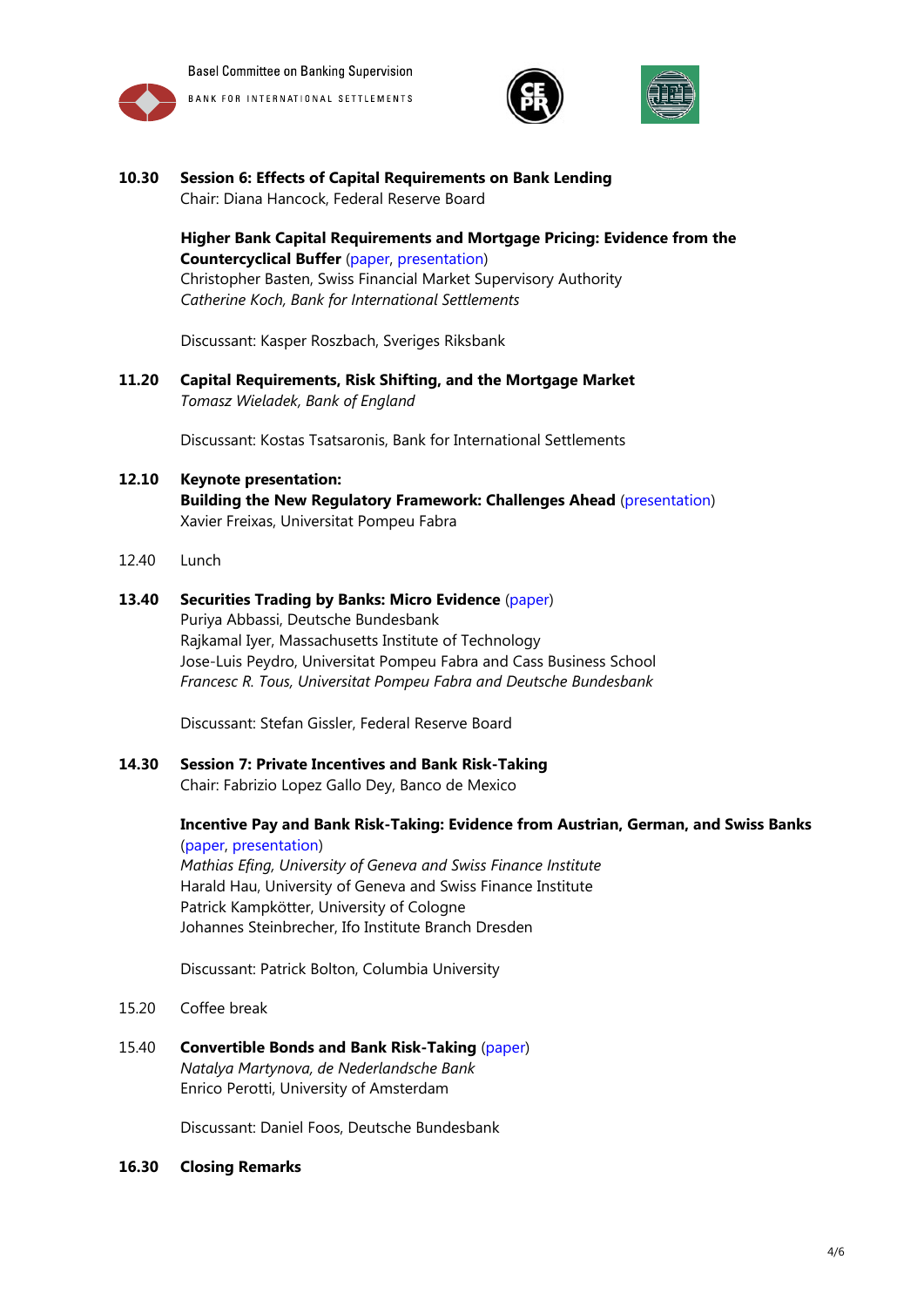**10.30 Session 6: Effects of Capital Requirements on Bank Lending**
Chair: Diana Hancock, Federal Reserve Board

**Higher Bank Capital Requirements and Mortgage Pricing: Evidence from the Countercyclical Buffer** (paper, presentation)
Christopher Basten, Swiss Financial Market Supervisory Authority
*Catherine Koch, Bank for International Settlements*

Discussant: Kasper Roszbach, Sveriges Riksbank

**11.20 Capital Requirements, Risk Shifting, and the Mortgage Market**
*Tomasz Wieladek, Bank of England*

Discussant: Kostas Tsatsaronis, Bank for International Settlements

**12.10 Keynote presentation:**
**Building the New Regulatory Framework: Challenges Ahead** (presentation)
Xavier Freixas, Universitat Pompeu Fabra

12.40 Lunch

**13.40 Securities Trading by Banks: Micro Evidence** (paper)
Puriya Abbassi, Deutsche Bundesbank
Rajkamal Iyer, Massachusetts Institute of Technology
Jose-Luis Peydro, Universitat Pompeu Fabra and Cass Business School
*Francesc R. Tous, Universitat Pompeu Fabra and Deutsche Bundesbank*

Discussant: Stefan Gissler, Federal Reserve Board

**14.30 Session 7: Private Incentives and Bank Risk-Taking**
Chair: Fabrizio Lopez Gallo Dey, Banco de Mexico

**Incentive Pay and Bank Risk-Taking: Evidence from Austrian, German, and Swiss Banks** (paper, presentation)
*Mathias Efing, University of Geneva and Swiss Finance Institute*
Harald Hau, University of Geneva and Swiss Finance Institute
Patrick Kampkötter, University of Cologne
Johannes Steinbrecher, Ifo Institute Branch Dresden

Discussant: Patrick Bolton, Columbia University

15.20 Coffee break

15.40 **Convertible Bonds and Bank Risk-Taking** (paper)
*Natalya Martynova, de Nederlandsche Bank*
Enrico Perotti, University of Amsterdam

Discussant: Daniel Foos, Deutsche Bundesbank

**16.30 Closing Remarks**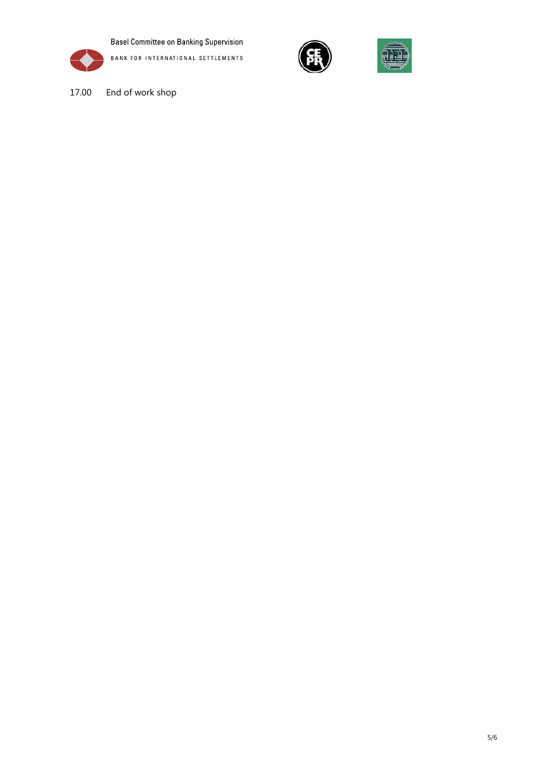17.00 End of work shop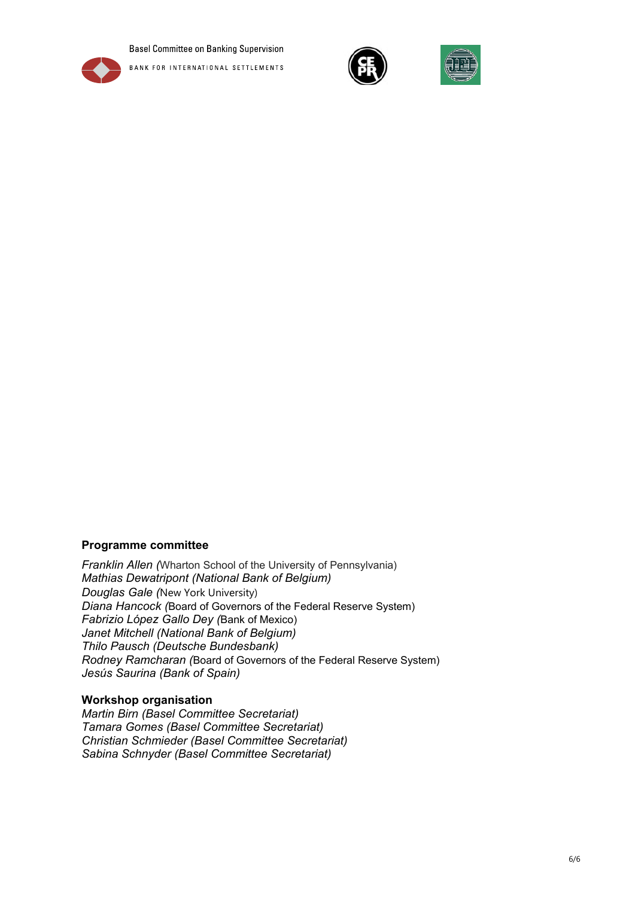Basel Committee on Banking Supervision

BANK FOR INTERNATIONAL SETTLEMENTS

**Programme committee**

*Franklin Allen (*Wharton School of the University of Pennsylvania)
*Mathias Dewatripont (National Bank of Belgium)*
*Douglas Gale (*New York University)
*Diana Hancock (*Board of Governors of the Federal Reserve System)
*Fabrizio López Gallo Dey (*Bank of Mexico)
*Janet Mitchell (National Bank of Belgium)*
*Thilo Pausch (Deutsche Bundesbank)*
*Rodney Ramcharan (*Board of Governors of the Federal Reserve System)
*Jesús Saurina (Bank of Spain)*

**Workshop organisation**

*Martin Birn (Basel Committee Secretariat)*
*Tamara Gomes (Basel Committee Secretariat)*
*Christian Schmieder (Basel Committee Secretariat)*
*Sabina Schnyder (Basel Committee Secretariat)*